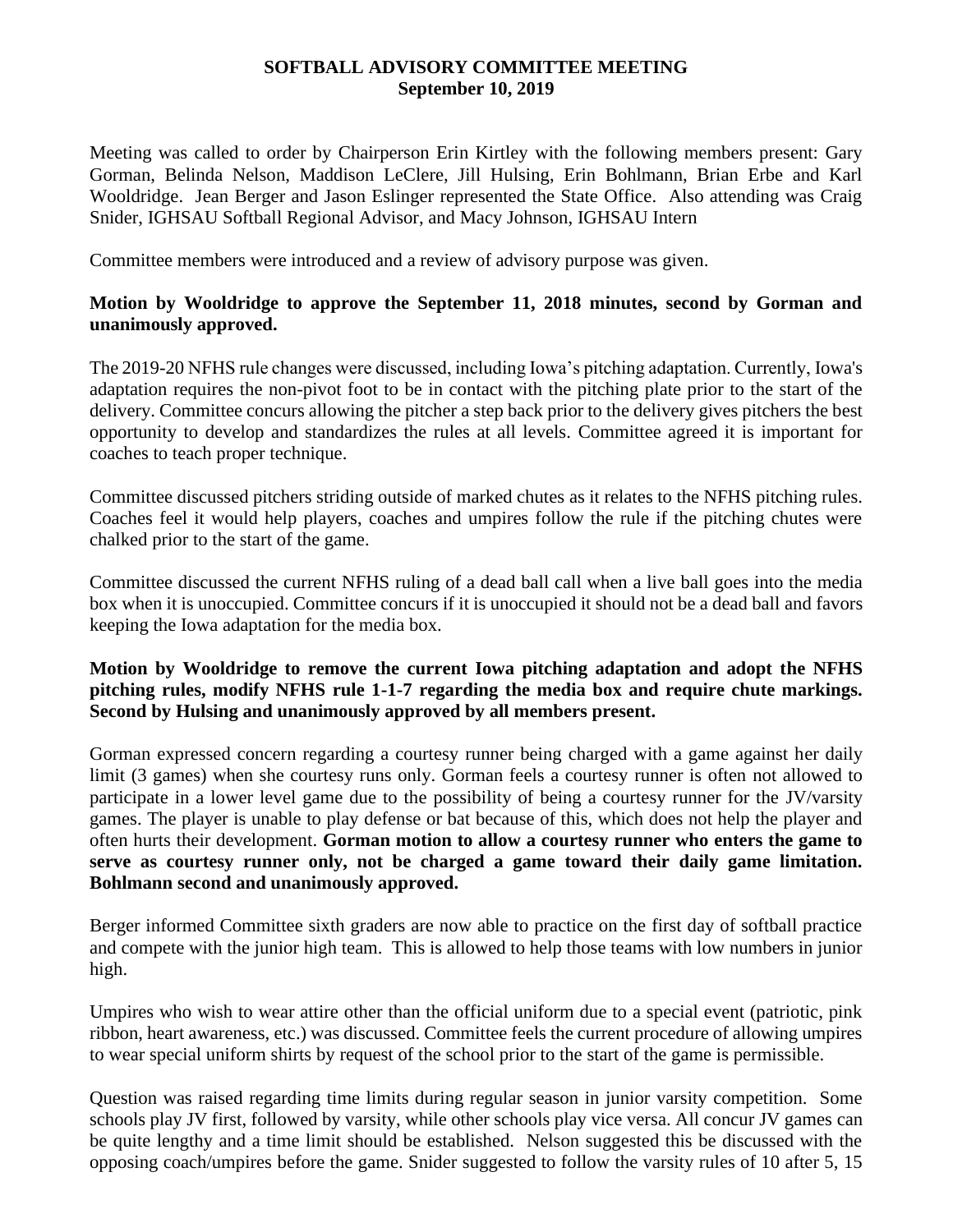**SOFTBALL ADVISORY COMMITTEE MEETING**
**September 10, 2019**

Meeting was called to order by Chairperson Erin Kirtley with the following members present: Gary Gorman, Belinda Nelson, Maddison LeClere, Jill Hulsing, Erin Bohlmann, Brian Erbe and Karl Wooldridge. Jean Berger and Jason Eslinger represented the State Office. Also attending was Craig Snider, IGHSAU Softball Regional Advisor, and Macy Johnson, IGHSAU Intern

Committee members were introduced and a review of advisory purpose was given.

**Motion by Wooldridge to approve the September 11, 2018 minutes, second by Gorman and unanimously approved.**

The 2019-20 NFHS rule changes were discussed, including Iowa's pitching adaptation. Currently, Iowa's adaptation requires the non-pivot foot to be in contact with the pitching plate prior to the start of the delivery. Committee concurs allowing the pitcher a step back prior to the delivery gives pitchers the best opportunity to develop and standardizes the rules at all levels. Committee agreed it is important for coaches to teach proper technique.

Committee discussed pitchers striding outside of marked chutes as it relates to the NFHS pitching rules. Coaches feel it would help players, coaches and umpires follow the rule if the pitching chutes were chalked prior to the start of the game.

Committee discussed the current NFHS ruling of a dead ball call when a live ball goes into the media box when it is unoccupied. Committee concurs if it is unoccupied it should not be a dead ball and favors keeping the Iowa adaptation for the media box.

**Motion by Wooldridge to remove the current Iowa pitching adaptation and adopt the NFHS pitching rules, modify NFHS rule 1-1-7 regarding the media box and require chute markings. Second by Hulsing and unanimously approved by all members present.**

Gorman expressed concern regarding a courtesy runner being charged with a game against her daily limit (3 games) when she courtesy runs only. Gorman feels a courtesy runner is often not allowed to participate in a lower level game due to the possibility of being a courtesy runner for the JV/varsity games. The player is unable to play defense or bat because of this, which does not help the player and often hurts their development. **Gorman motion to allow a courtesy runner who enters the game to serve as courtesy runner only, not be charged a game toward their daily game limitation. Bohlmann second and unanimously approved.**

Berger informed Committee sixth graders are now able to practice on the first day of softball practice and compete with the junior high team. This is allowed to help those teams with low numbers in junior high.

Umpires who wish to wear attire other than the official uniform due to a special event (patriotic, pink ribbon, heart awareness, etc.) was discussed. Committee feels the current procedure of allowing umpires to wear special uniform shirts by request of the school prior to the start of the game is permissible.

Question was raised regarding time limits during regular season in junior varsity competition. Some schools play JV first, followed by varsity, while other schools play vice versa. All concur JV games can be quite lengthy and a time limit should be established. Nelson suggested this be discussed with the opposing coach/umpires before the game. Snider suggested to follow the varsity rules of 10 after 5, 15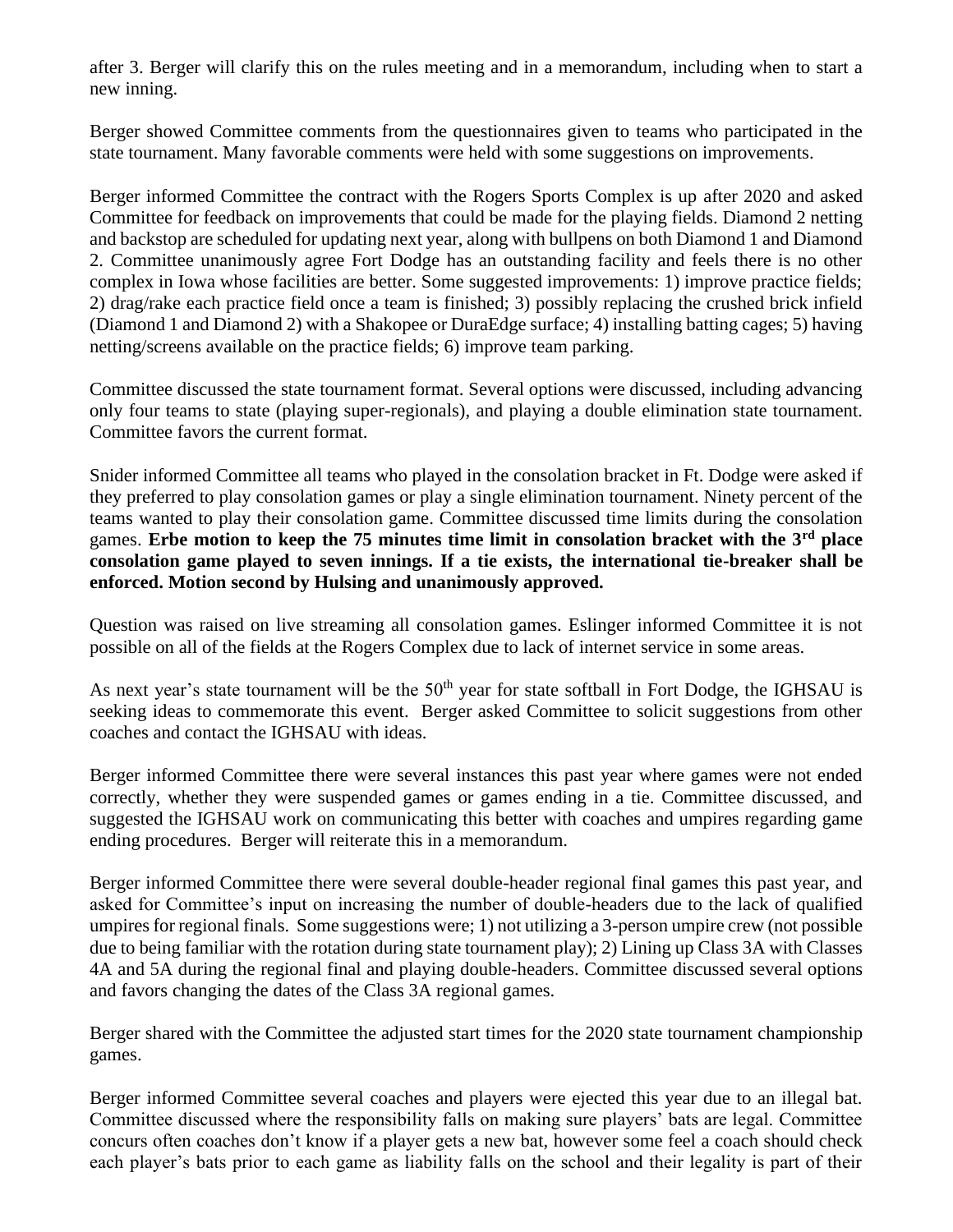after 3. Berger will clarify this on the rules meeting and in a memorandum, including when to start a new inning.

Berger showed Committee comments from the questionnaires given to teams who participated in the state tournament. Many favorable comments were held with some suggestions on improvements.

Berger informed Committee the contract with the Rogers Sports Complex is up after 2020 and asked Committee for feedback on improvements that could be made for the playing fields. Diamond 2 netting and backstop are scheduled for updating next year, along with bullpens on both Diamond 1 and Diamond 2. Committee unanimously agree Fort Dodge has an outstanding facility and feels there is no other complex in Iowa whose facilities are better. Some suggested improvements: 1) improve practice fields; 2) drag/rake each practice field once a team is finished; 3) possibly replacing the crushed brick infield (Diamond 1 and Diamond 2) with a Shakopee or DuraEdge surface; 4) installing batting cages; 5) having netting/screens available on the practice fields; 6) improve team parking.

Committee discussed the state tournament format. Several options were discussed, including advancing only four teams to state (playing super-regionals), and playing a double elimination state tournament. Committee favors the current format.

Snider informed Committee all teams who played in the consolation bracket in Ft. Dodge were asked if they preferred to play consolation games or play a single elimination tournament. Ninety percent of the teams wanted to play their consolation game. Committee discussed time limits during the consolation games. **Erbe motion to keep the 75 minutes time limit in consolation bracket with the 3rd place consolation game played to seven innings. If a tie exists, the international tie-breaker shall be enforced. Motion second by Hulsing and unanimously approved.**

Question was raised on live streaming all consolation games. Eslinger informed Committee it is not possible on all of the fields at the Rogers Complex due to lack of internet service in some areas.

As next year's state tournament will be the 50th year for state softball in Fort Dodge, the IGHSAU is seeking ideas to commemorate this event. Berger asked Committee to solicit suggestions from other coaches and contact the IGHSAU with ideas.

Berger informed Committee there were several instances this past year where games were not ended correctly, whether they were suspended games or games ending in a tie. Committee discussed, and suggested the IGHSAU work on communicating this better with coaches and umpires regarding game ending procedures. Berger will reiterate this in a memorandum.

Berger informed Committee there were several double-header regional final games this past year, and asked for Committee's input on increasing the number of double-headers due to the lack of qualified umpires for regional finals. Some suggestions were; 1) not utilizing a 3-person umpire crew (not possible due to being familiar with the rotation during state tournament play); 2) Lining up Class 3A with Classes 4A and 5A during the regional final and playing double-headers. Committee discussed several options and favors changing the dates of the Class 3A regional games.

Berger shared with the Committee the adjusted start times for the 2020 state tournament championship games.

Berger informed Committee several coaches and players were ejected this year due to an illegal bat. Committee discussed where the responsibility falls on making sure players' bats are legal. Committee concurs often coaches don't know if a player gets a new bat, however some feel a coach should check each player's bats prior to each game as liability falls on the school and their legality is part of their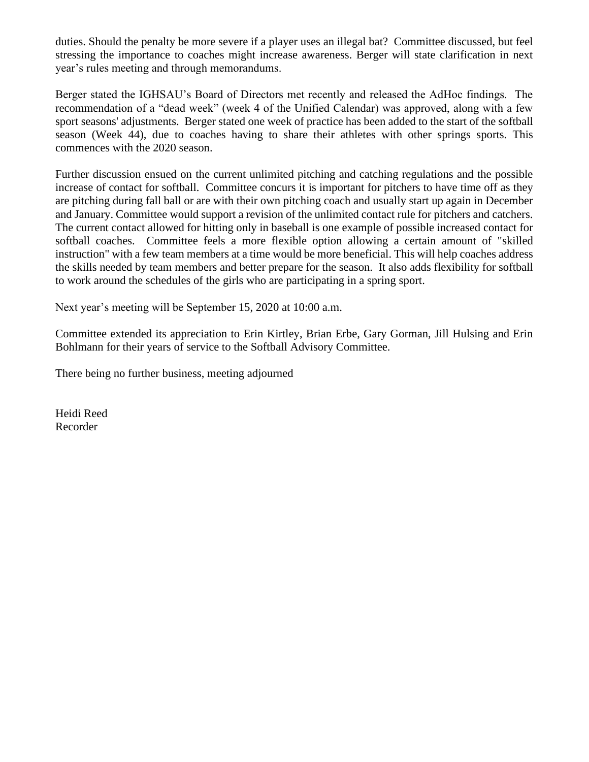duties. Should the penalty be more severe if a player uses an illegal bat? Committee discussed, but feel stressing the importance to coaches might increase awareness. Berger will state clarification in next year's rules meeting and through memorandums.

Berger stated the IGHSAU's Board of Directors met recently and released the AdHoc findings. The recommendation of a "dead week" (week 4 of the Unified Calendar) was approved, along with a few sport seasons' adjustments. Berger stated one week of practice has been added to the start of the softball season (Week 44), due to coaches having to share their athletes with other springs sports. This commences with the 2020 season.

Further discussion ensued on the current unlimited pitching and catching regulations and the possible increase of contact for softball. Committee concurs it is important for pitchers to have time off as they are pitching during fall ball or are with their own pitching coach and usually start up again in December and January. Committee would support a revision of the unlimited contact rule for pitchers and catchers. The current contact allowed for hitting only in baseball is one example of possible increased contact for softball coaches. Committee feels a more flexible option allowing a certain amount of "skilled instruction" with a few team members at a time would be more beneficial. This will help coaches address the skills needed by team members and better prepare for the season. It also adds flexibility for softball to work around the schedules of the girls who are participating in a spring sport.

Next year's meeting will be September 15, 2020 at 10:00 a.m.

Committee extended its appreciation to Erin Kirtley, Brian Erbe, Gary Gorman, Jill Hulsing and Erin Bohlmann for their years of service to the Softball Advisory Committee.

There being no further business, meeting adjourned

Heidi Reed
Recorder